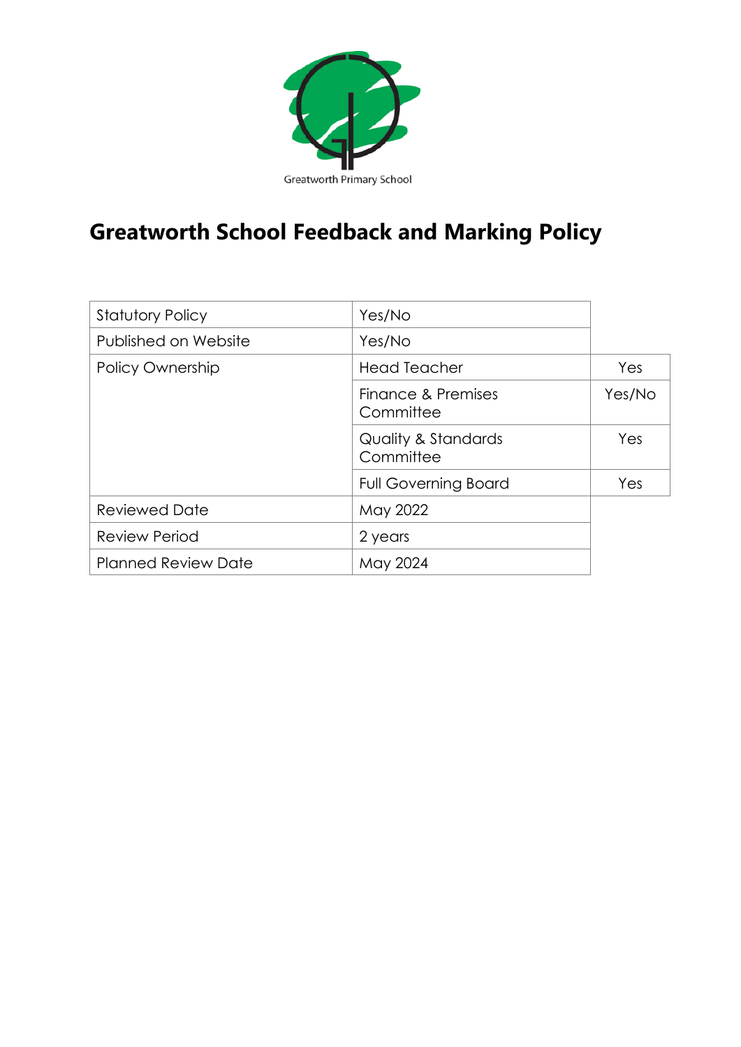Greatworth Primary School

# Greatworth School Feedback and Marking Policy

| | | |
|---|---|---|
| Statutory Policy | Yes/No | |
| Published on Website | Yes/No | |
| Policy Ownership | Head Teacher | Yes |
| | Finance & Premises Committee | Yes/No |
| | Quality & Standards Committee | Yes |
| | Full Governing Board | Yes |
| Reviewed Date | May 2022 | |
| Review Period | 2 years | |
| Planned Review Date | May 2024 | |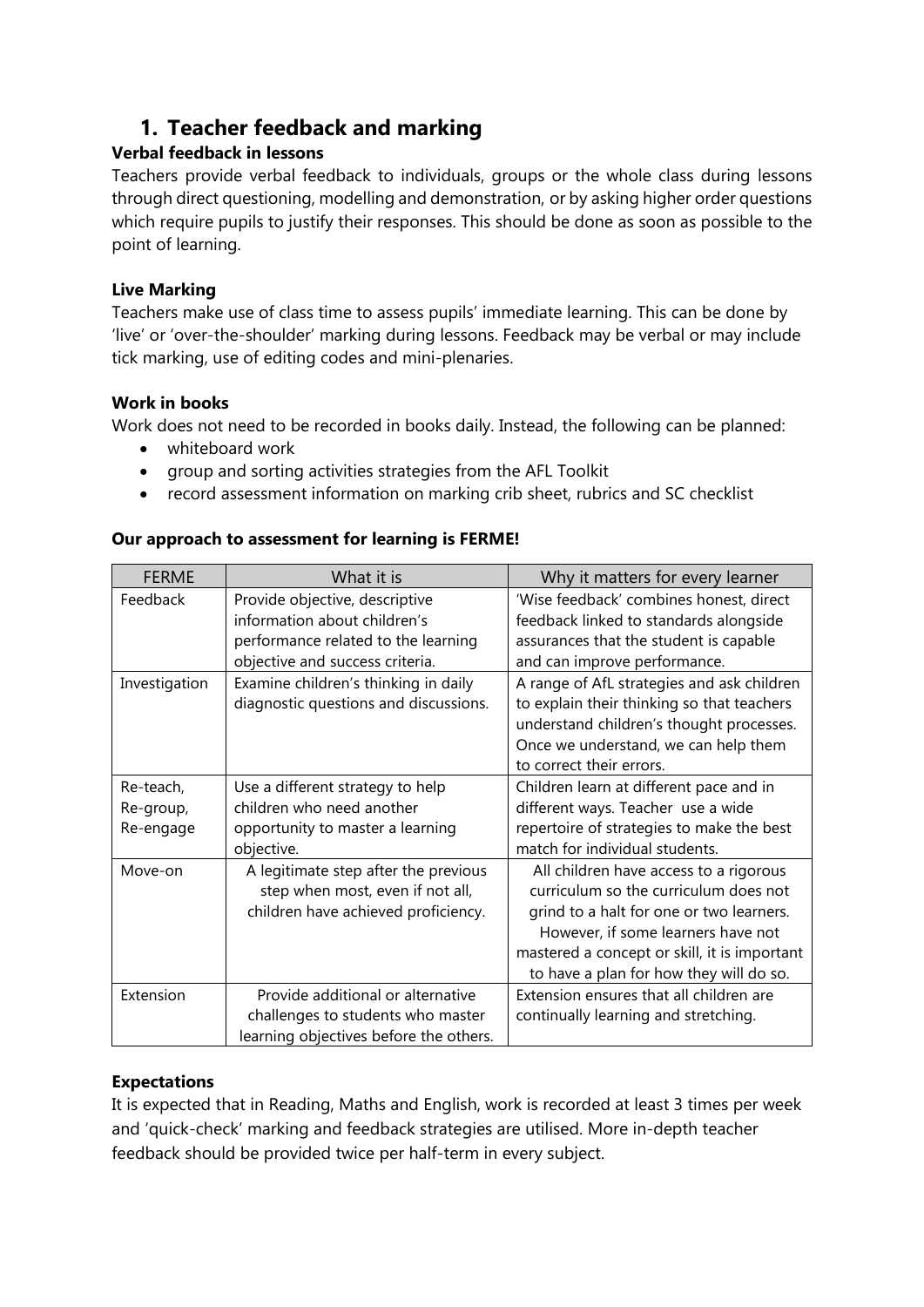## 1. Teacher feedback and marking

**Verbal feedback in lessons**

Teachers provide verbal feedback to individuals, groups or the whole class during lessons through direct questioning, modelling and demonstration, or by asking higher order questions which require pupils to justify their responses. This should be done as soon as possible to the point of learning.

**Live Marking**

Teachers make use of class time to assess pupils' immediate learning. This can be done by 'live' or 'over-the-shoulder' marking during lessons. Feedback may be verbal or may include tick marking, use of editing codes and mini-plenaries.

**Work in books**

Work does not need to be recorded in books daily. Instead, the following can be planned:

- whiteboard work
- group and sorting activities strategies from the AFL Toolkit
- record assessment information on marking crib sheet, rubrics and SC checklist

**Our approach to assessment for learning is FERME!**

| FERME | What it is | Why it matters for every learner |
|---|---|---|
| Feedback | Provide objective, descriptive information about children's performance related to the learning objective and success criteria. | 'Wise feedback' combines honest, direct feedback linked to standards alongside assurances that the student is capable and can improve performance. |
| Investigation | Examine children's thinking in daily diagnostic questions and discussions. | A range of AfL strategies and ask children to explain their thinking so that teachers understand children's thought processes. Once we understand, we can help them to correct their errors. |
| Re-teach, Re-group, Re-engage | Use a different strategy to help children who need another opportunity to master a learning objective. | Children learn at different pace and in different ways. Teacher use a wide repertoire of strategies to make the best match for individual students. |
| Move-on | A legitimate step after the previous step when most, even if not all, children have achieved proficiency. | All children have access to a rigorous curriculum so the curriculum does not grind to a halt for one or two learners. However, if some learners have not mastered a concept or skill, it is important to have a plan for how they will do so. |
| Extension | Provide additional or alternative challenges to students who master learning objectives before the others. | Extension ensures that all children are continually learning and stretching. |

**Expectations**

It is expected that in Reading, Maths and English, work is recorded at least 3 times per week and 'quick-check' marking and feedback strategies are utilised. More in-depth teacher feedback should be provided twice per half-term in every subject.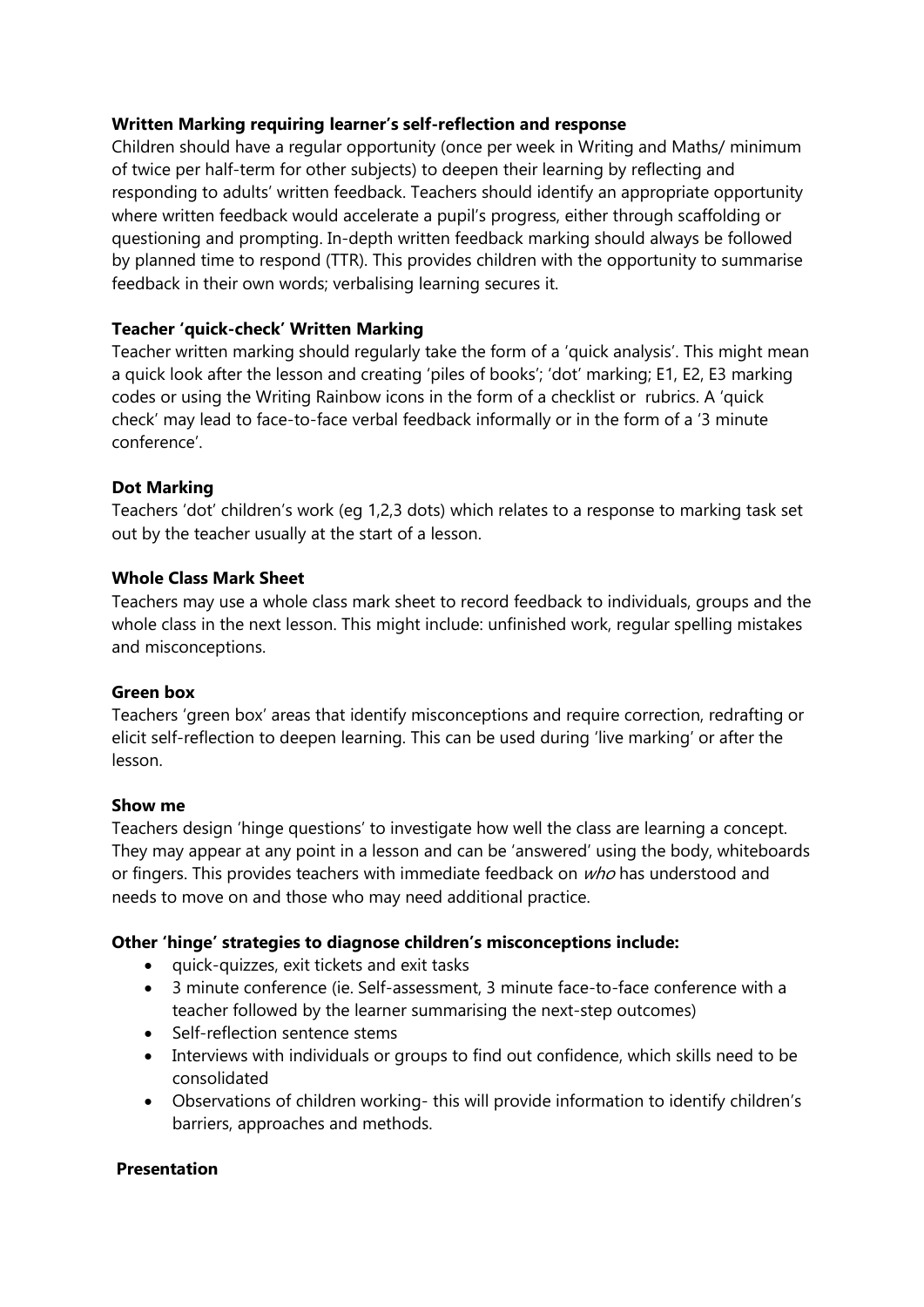**Written Marking requiring learner's self-reflection and response**

Children should have a regular opportunity (once per week in Writing and Maths/ minimum of twice per half-term for other subjects) to deepen their learning by reflecting and responding to adults' written feedback. Teachers should identify an appropriate opportunity where written feedback would accelerate a pupil's progress, either through scaffolding or questioning and prompting. In-depth written feedback marking should always be followed by planned time to respond (TTR). This provides children with the opportunity to summarise feedback in their own words; verbalising learning secures it.

**Teacher 'quick-check' Written Marking**

Teacher written marking should regularly take the form of a 'quick analysis'. This might mean a quick look after the lesson and creating 'piles of books'; 'dot' marking; E1, E2, E3 marking codes or using the Writing Rainbow icons in the form of a checklist or rubrics. A 'quick check' may lead to face-to-face verbal feedback informally or in the form of a '3 minute conference'.

**Dot Marking**

Teachers 'dot' children's work (eg 1,2,3 dots) which relates to a response to marking task set out by the teacher usually at the start of a lesson.

**Whole Class Mark Sheet**

Teachers may use a whole class mark sheet to record feedback to individuals, groups and the whole class in the next lesson. This might include: unfinished work, regular spelling mistakes and misconceptions.

**Green box**

Teachers 'green box' areas that identify misconceptions and require correction, redrafting or elicit self-reflection to deepen learning. This can be used during 'live marking' or after the lesson.

**Show me**

Teachers design 'hinge questions' to investigate how well the class are learning a concept. They may appear at any point in a lesson and can be 'answered' using the body, whiteboards or fingers. This provides teachers with immediate feedback on *who* has understood and needs to move on and those who may need additional practice.

**Other 'hinge' strategies to diagnose children's misconceptions include:**

- quick-quizzes, exit tickets and exit tasks
- 3 minute conference (ie. Self-assessment, 3 minute face-to-face conference with a teacher followed by the learner summarising the next-step outcomes)
- Self-reflection sentence stems
- Interviews with individuals or groups to find out confidence, which skills need to be consolidated
- Observations of children working- this will provide information to identify children's barriers, approaches and methods.

**Presentation**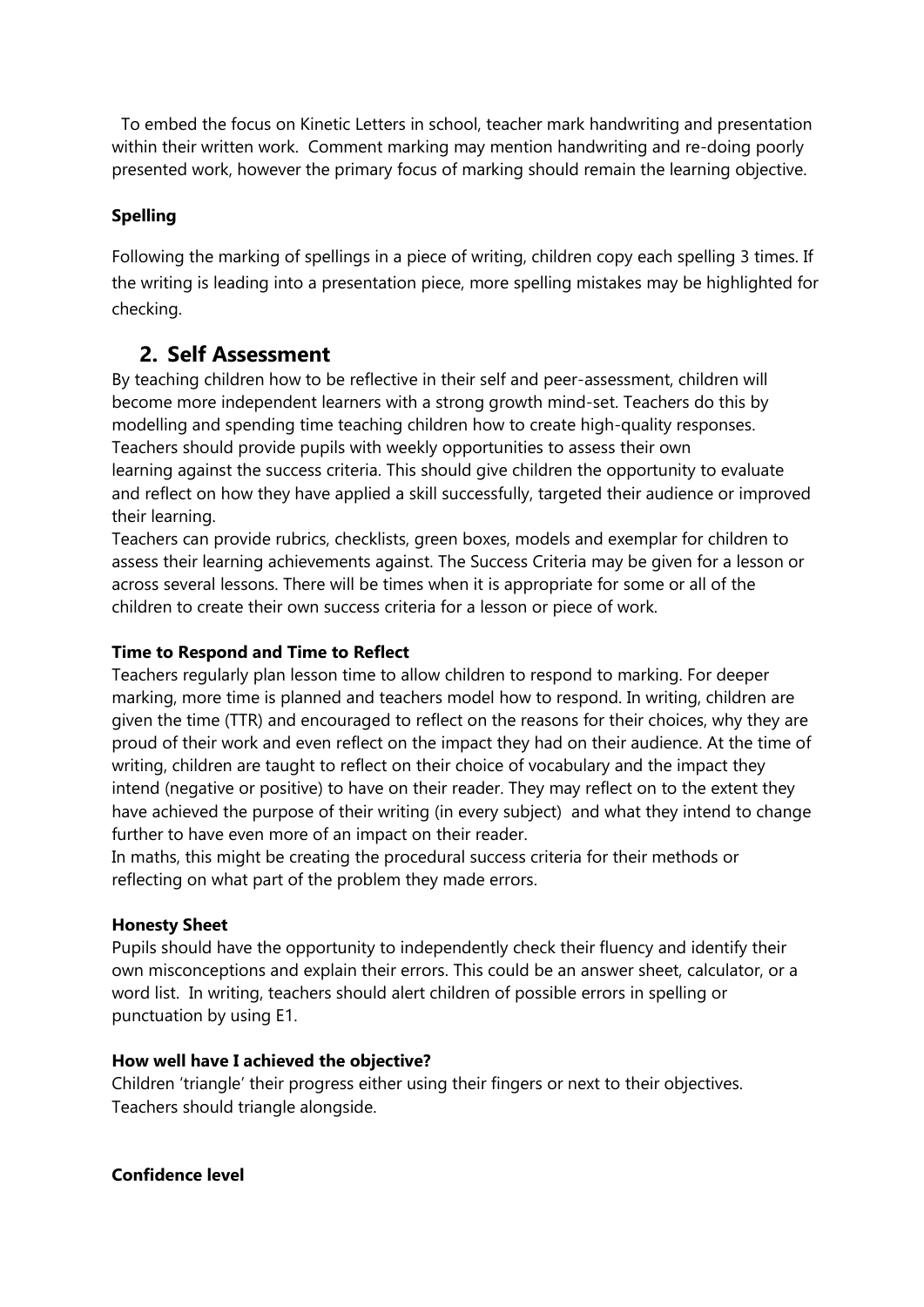To embed the focus on Kinetic Letters in school, teacher mark handwriting and presentation within their written work. Comment marking may mention handwriting and re-doing poorly presented work, however the primary focus of marking should remain the learning objective.

**Spelling**

Following the marking of spellings in a piece of writing, children copy each spelling 3 times. If the writing is leading into a presentation piece, more spelling mistakes may be highlighted for checking.

## 2. Self Assessment

By teaching children how to be reflective in their self and peer-assessment, children will become more independent learners with a strong growth mind-set. Teachers do this by modelling and spending time teaching children how to create high-quality responses. Teachers should provide pupils with weekly opportunities to assess their own learning against the success criteria. This should give children the opportunity to evaluate and reflect on how they have applied a skill successfully, targeted their audience or improved their learning.

Teachers can provide rubrics, checklists, green boxes, models and exemplar for children to assess their learning achievements against. The Success Criteria may be given for a lesson or across several lessons. There will be times when it is appropriate for some or all of the children to create their own success criteria for a lesson or piece of work.

**Time to Respond and Time to Reflect**

Teachers regularly plan lesson time to allow children to respond to marking. For deeper marking, more time is planned and teachers model how to respond. In writing, children are given the time (TTR) and encouraged to reflect on the reasons for their choices, why they are proud of their work and even reflect on the impact they had on their audience. At the time of writing, children are taught to reflect on their choice of vocabulary and the impact they intend (negative or positive) to have on their reader. They may reflect on to the extent they have achieved the purpose of their writing (in every subject) and what they intend to change further to have even more of an impact on their reader.

In maths, this might be creating the procedural success criteria for their methods or reflecting on what part of the problem they made errors.

**Honesty Sheet**

Pupils should have the opportunity to independently check their fluency and identify their own misconceptions and explain their errors. This could be an answer sheet, calculator, or a word list. In writing, teachers should alert children of possible errors in spelling or punctuation by using E1.

**How well have I achieved the objective?**

Children 'triangle' their progress either using their fingers or next to their objectives. Teachers should triangle alongside.

**Confidence level**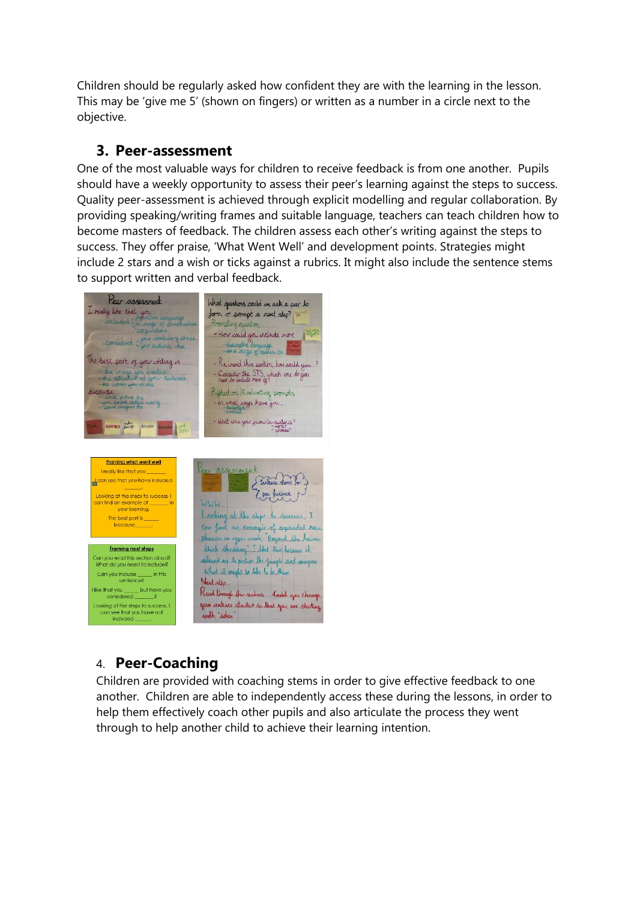Children should be regularly asked how confident they are with the learning in the lesson. This may be 'give me 5' (shown on fingers) or written as a number in a circle next to the objective.

## 3. Peer-assessment

One of the most valuable ways for children to receive feedback is from one another. Pupils should have a weekly opportunity to assess their peer's learning against the steps to success. Quality peer-assessment is achieved through explicit modelling and regular collaboration. By providing speaking/writing frames and suitable language, teachers can teach children how to become masters of feedback. The children assess each other's writing against the steps to success. They offer praise, 'What Went Well' and development points. Strategies might include 2 stars and a wish or ticks against a rubrics. It might also include the sentence stems to support written and verbal feedback.

## 4. Peer-Coaching

Children are provided with coaching stems in order to give effective feedback to one another. Children are able to independently access these during the lessons, in order to help them effectively coach other pupils and also articulate the process they went through to help another child to achieve their learning intention.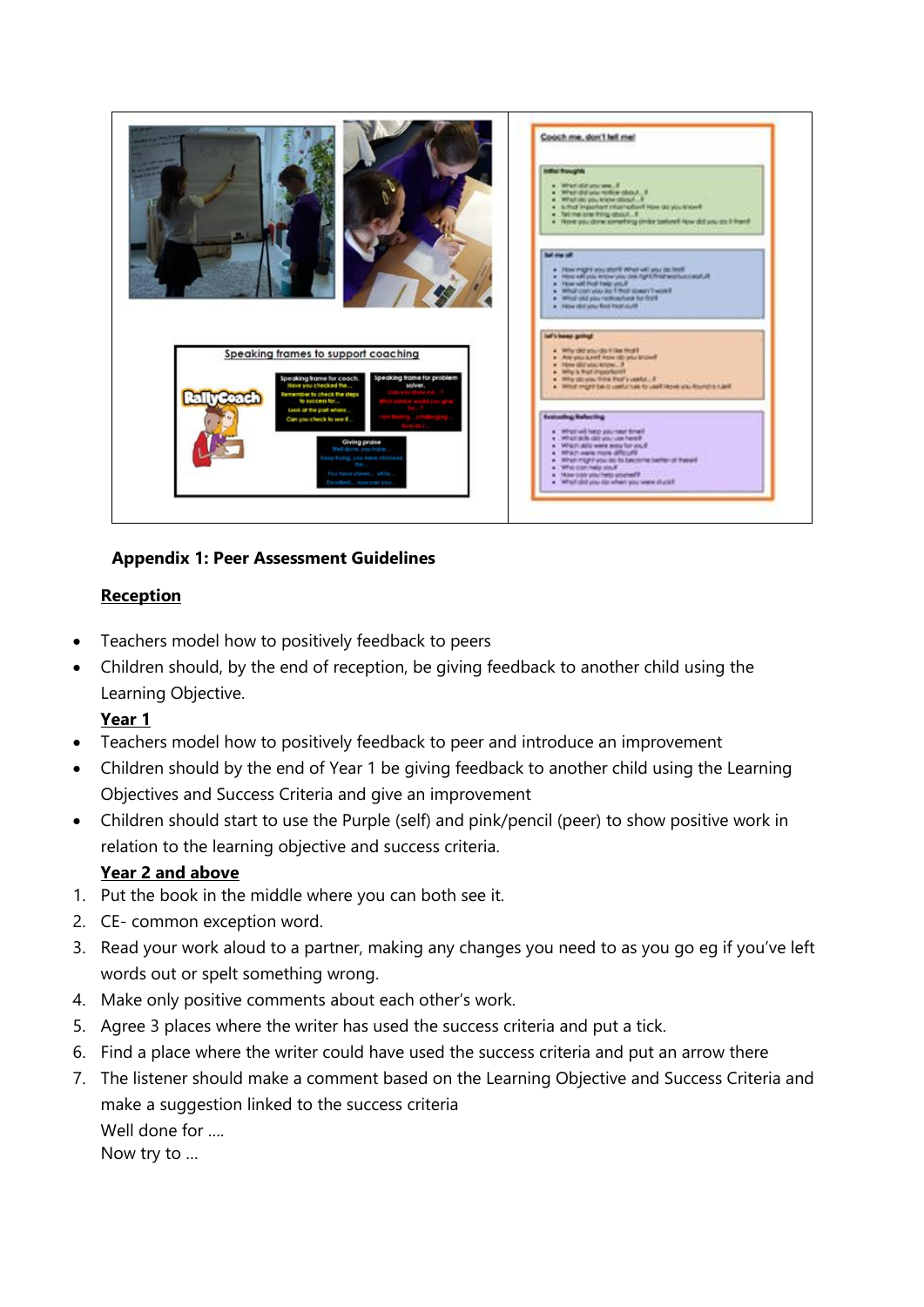**Appendix 1: Peer Assessment Guidelines**

**Reception**

- Teachers model how to positively feedback to peers
- Children should, by the end of reception, be giving feedback to another child using the Learning Objective.

**Year 1**

- Teachers model how to positively feedback to peer and introduce an improvement
- Children should by the end of Year 1 be giving feedback to another child using the Learning Objectives and Success Criteria and give an improvement
- Children should start to use the Purple (self) and pink/pencil (peer) to show positive work in relation to the learning objective and success criteria.

**Year 2 and above**

1. Put the book in the middle where you can both see it.
2. CE- common exception word.
3. Read your work aloud to a partner, making any changes you need to as you go eg if you've left words out or spelt something wrong.
4. Make only positive comments about each other's work.
5. Agree 3 places where the writer has used the success criteria and put a tick.
6. Find a place where the writer could have used the success criteria and put an arrow there
7. The listener should make a comment based on the Learning Objective and Success Criteria and make a suggestion linked to the success criteria
   Well done for ....
   Now try to ...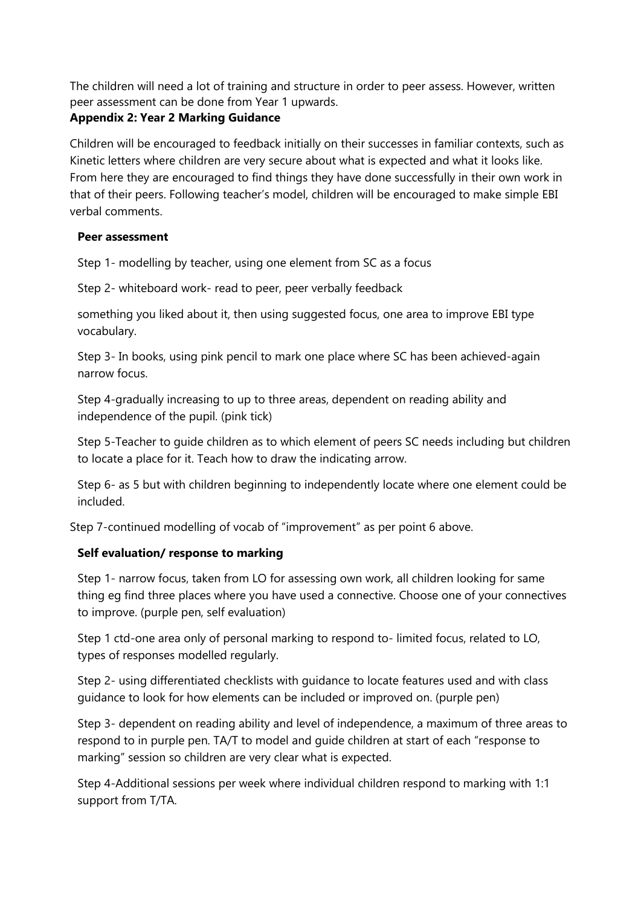The children will need a lot of training and structure in order to peer assess. However, written peer assessment can be done from Year 1 upwards.

**Appendix 2: Year 2 Marking Guidance**

Children will be encouraged to feedback initially on their successes in familiar contexts, such as Kinetic letters where children are very secure about what is expected and what it looks like. From here they are encouraged to find things they have done successfully in their own work in that of their peers. Following teacher's model, children will be encouraged to make simple EBI verbal comments.

**Peer assessment**

Step 1- modelling by teacher, using one element from SC as a focus

Step 2- whiteboard work- read to peer, peer verbally feedback

something you liked about it, then using suggested focus, one area to improve EBI type vocabulary.

Step 3- In books, using pink pencil to mark one place where SC has been achieved-again narrow focus.

Step 4-gradually increasing to up to three areas, dependent on reading ability and independence of the pupil. (pink tick)

Step 5-Teacher to guide children as to which element of peers SC needs including but children to locate a place for it. Teach how to draw the indicating arrow.

Step 6- as 5 but with children beginning to independently locate where one element could be included.

Step 7-continued modelling of vocab of "improvement" as per point 6 above.

**Self evaluation/ response to marking**

Step 1- narrow focus, taken from LO for assessing own work, all children looking for same thing eg find three places where you have used a connective. Choose one of your connectives to improve. (purple pen, self evaluation)

Step 1 ctd-one area only of personal marking to respond to- limited focus, related to LO, types of responses modelled regularly.

Step 2- using differentiated checklists with guidance to locate features used and with class guidance to look for how elements can be included or improved on. (purple pen)

Step 3- dependent on reading ability and level of independence, a maximum of three areas to respond to in purple pen. TA/T to model and guide children at start of each "response to marking" session so children are very clear what is expected.

Step 4-Additional sessions per week where individual children respond to marking with 1:1 support from T/TA.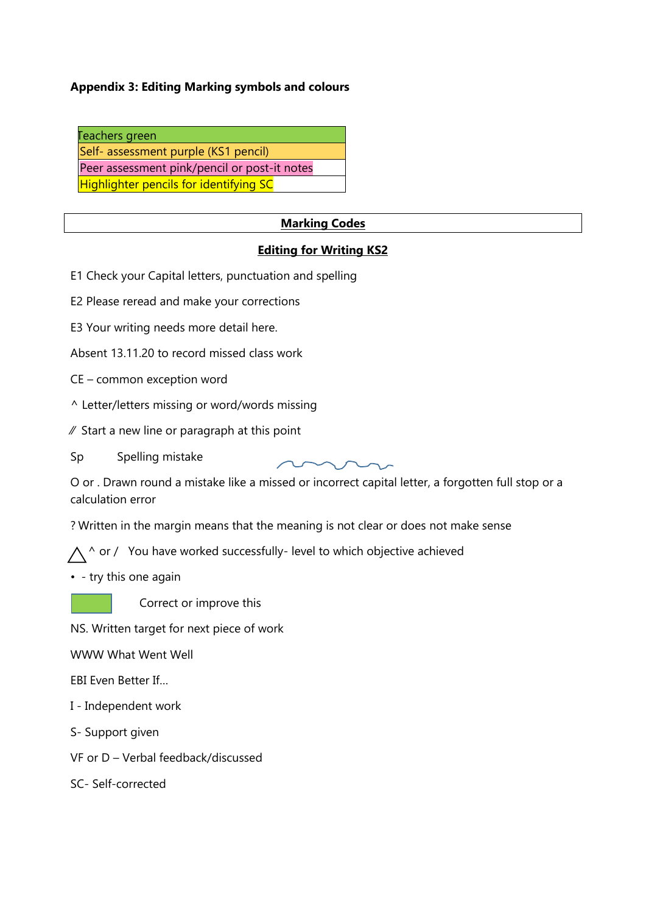**Appendix 3: Editing Marking symbols and colours**

| |
|---|
| Teachers green |
| Self- assessment purple (KS1 pencil) |
| Peer assessment pink/pencil or post-it notes |
| Highlighter pencils for identifying SC |

**Marking Codes**

**Editing for Writing KS2**

E1 Check your Capital letters, punctuation and spelling

E2 Please reread and make your corrections

E3 Your writing needs more detail here.

Absent 13.11.20 to record missed class work

CE – common exception word

^ Letter/letters missing or word/words missing

// Start a new line or paragraph at this point

Sp Spelling mistake

O or . Drawn round a mistake like a missed or incorrect capital letter, a forgotten full stop or a calculation error

? Written in the margin means that the meaning is not clear or does not make sense

△ ^ or / You have worked successfully- level to which objective achieved

• - try this one again

Correct or improve this

NS. Written target for next piece of work

WWW What Went Well

EBI Even Better If…

I - Independent work

S- Support given

VF or D – Verbal feedback/discussed

SC- Self-corrected